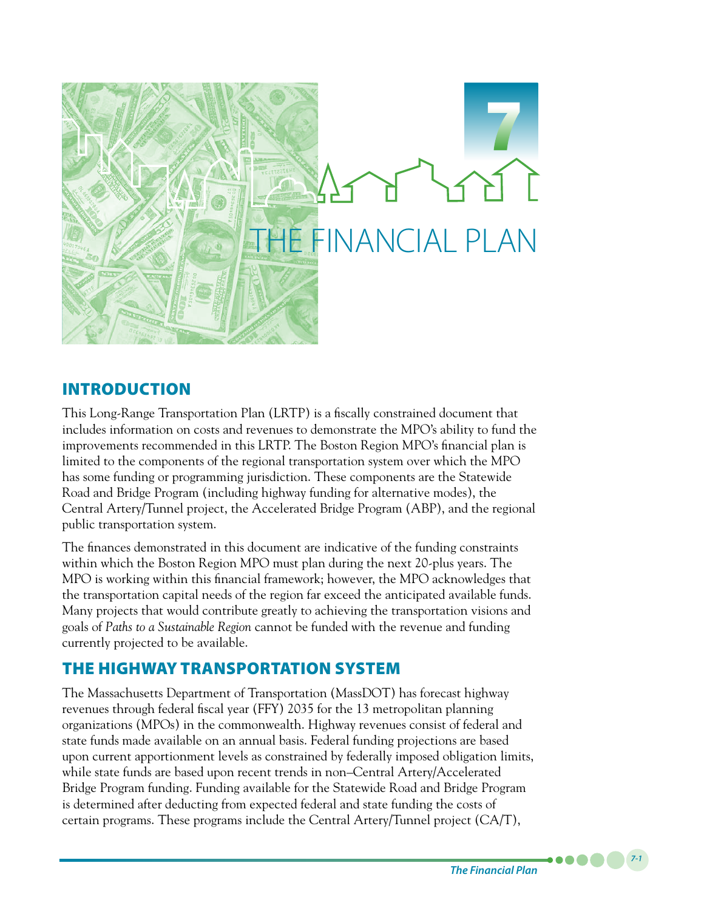# 7 THE FINANCIAL PLAN

## INTRODUCTION

This Long-Range Transportation Plan (LRTP) is a fiscally constrained document that includes information on costs and revenues to demonstrate the MPO's ability to fund the improvements recommended in this LRTP. The Boston Region MPO's financial plan is limited to the components of the regional transportation system over which the MPO has some funding or programming jurisdiction. These components are the Statewide Road and Bridge Program (including highway funding for alternative modes), the Central Artery/Tunnel project, the Accelerated Bridge Program (ABP), and the regional public transportation system.

The finances demonstrated in this document are indicative of the funding constraints within which the Boston Region MPO must plan during the next 20-plus years. The MPO is working within this financial framework; however, the MPO acknowledges that the transportation capital needs of the region far exceed the anticipated available funds. Many projects that would contribute greatly to achieving the transportation visions and goals of *Paths to a Sustainable Region* cannot be funded with the revenue and funding currently projected to be available.

## THE HIGHWAY TRANSPORTATION SYSTEM

The Massachusetts Department of Transportation (MassDOT) has forecast highway revenues through federal fiscal year (FFY) 2035 for the 13 metropolitan planning organizations (MPOs) in the commonwealth. Highway revenues consist of federal and state funds made available on an annual basis. Federal funding projections are based upon current apportionment levels as constrained by federally imposed obligation limits, while state funds are based upon recent trends in non–Central Artery/Accelerated Bridge Program funding. Funding available for the Statewide Road and Bridge Program is determined after deducting from expected federal and state funding the costs of certain programs. These programs include the Central Artery/Tunnel project (CA/T),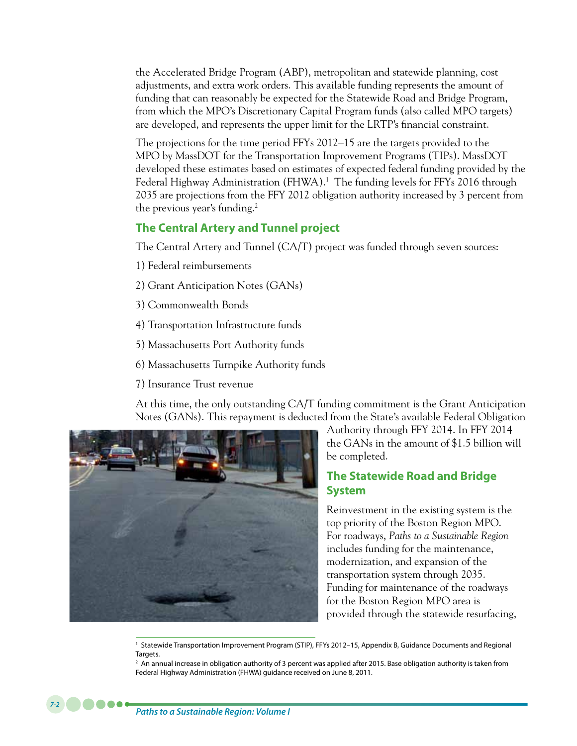the Accelerated Bridge Program (ABP), metropolitan and statewide planning, cost adjustments, and extra work orders. This available funding represents the amount of funding that can reasonably be expected for the Statewide Road and Bridge Program, from which the MPO's Discretionary Capital Program funds (also called MPO targets) are developed, and represents the upper limit for the LRTP's financial constraint.

The projections for the time period FFYs 2012–15 are the targets provided to the MPO by MassDOT for the Transportation Improvement Programs (TIPs). MassDOT developed these estimates based on estimates of expected federal funding provided by the Federal Highway Administration (FHWA).[1] The funding levels for FFYs 2016 through 2035 are projections from the FFY 2012 obligation authority increased by 3 percent from the previous year's funding.[2]

## The Central Artery and Tunnel project

The Central Artery and Tunnel (CA/T) project was funded through seven sources:

1) Federal reimbursements

2) Grant Anticipation Notes (GANs)

3) Commonwealth Bonds

4) Transportation Infrastructure funds

5) Massachusetts Port Authority funds

6) Massachusetts Turnpike Authority funds

7) Insurance Trust revenue

At this time, the only outstanding CA/T funding commitment is the Grant Anticipation Notes (GANs). This repayment is deducted from the State's available Federal Obligation Authority through FFY 2014. In FFY 2014 the GANs in the amount of $1.5 billion will be completed.

## The Statewide Road and Bridge System

Reinvestment in the existing system is the top priority of the Boston Region MPO. For roadways, *Paths to a Sustainable Region* includes funding for the maintenance, modernization, and expansion of the transportation system through 2035. Funding for maintenance of the roadways for the Boston Region MPO area is provided through the statewide resurfacing,

[1] Statewide Transportation Improvement Program (STIP), FFYs 2012–15, Appendix B, Guidance Documents and Regional Targets.

[2] An annual increase in obligation authority of 3 percent was applied after 2015. Base obligation authority is taken from Federal Highway Administration (FHWA) guidance received on June 8, 2011.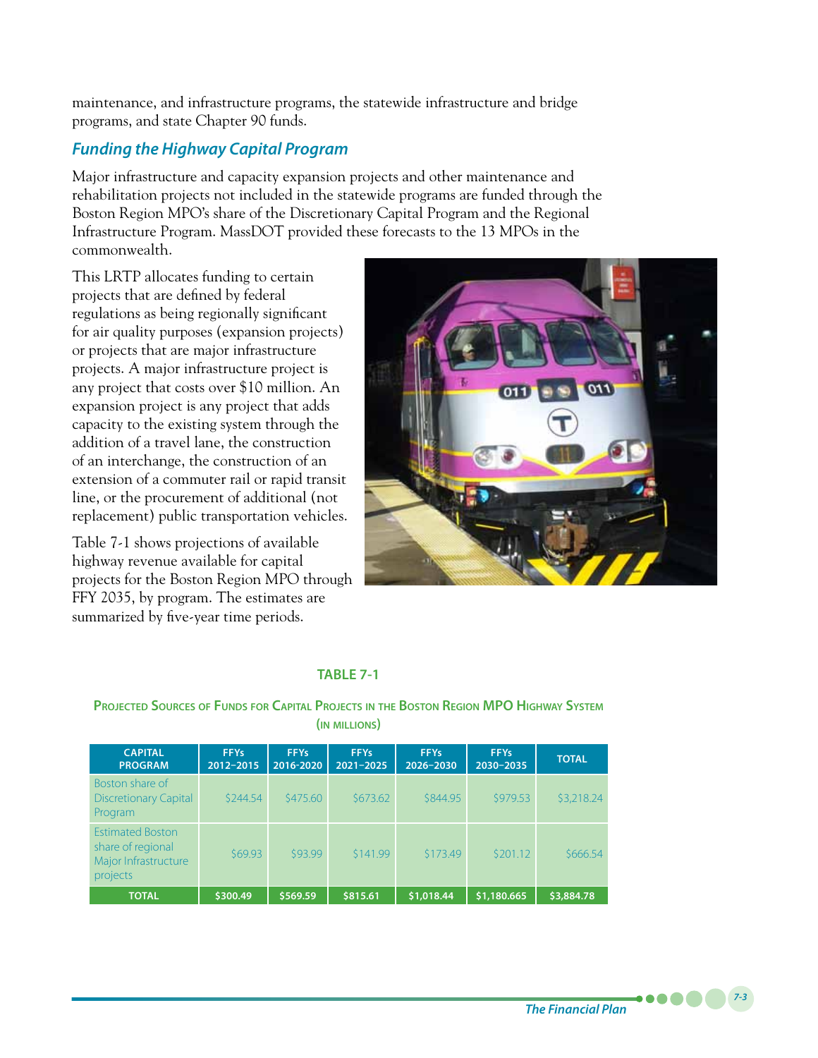maintenance, and infrastructure programs, the statewide infrastructure and bridge programs, and state Chapter 90 funds.

### Funding the Highway Capital Program

Major infrastructure and capacity expansion projects and other maintenance and rehabilitation projects not included in the statewide programs are funded through the Boston Region MPO's share of the Discretionary Capital Program and the Regional Infrastructure Program. MassDOT provided these forecasts to the 13 MPOs in the commonwealth.

This LRTP allocates funding to certain projects that are defined by federal regulations as being regionally significant for air quality purposes (expansion projects) or projects that are major infrastructure projects. A major infrastructure project is any project that costs over $10 million. An expansion project is any project that adds capacity to the existing system through the addition of a travel lane, the construction of an interchange, the construction of an extension of a commuter rail or rapid transit line, or the procurement of additional (not replacement) public transportation vehicles.

Table 7-1 shows projections of available highway revenue available for capital projects for the Boston Region MPO through FFY 2035, by program. The estimates are summarized by five-year time periods.

**TABLE 7-1**

**Projected Sources of Funds for Capital Projects in the Boston Region MPO Highway System (in millions)**

| CAPITAL PROGRAM | FFYs 2012–2015 | FFYs 2016-2020 | FFYs 2021–2025 | FFYs 2026–2030 | FFYs 2030–2035 | TOTAL |
|---|---|---|---|---|---|---|
| Boston share of Discretionary Capital Program | $244.54 | $475.60 | $673.62 | $844.95 | $979.53 | $3,218.24 |
| Estimated Boston share of regional Major Infrastructure projects | $69.93 | $93.99 | $141.99 | $173.49 | $201.12 | $666.54 |
| **TOTAL** | **$300.49** | **$569.59** | **$815.61** | **$1,018.44** | **$1,180.665** | **$3,884.78** |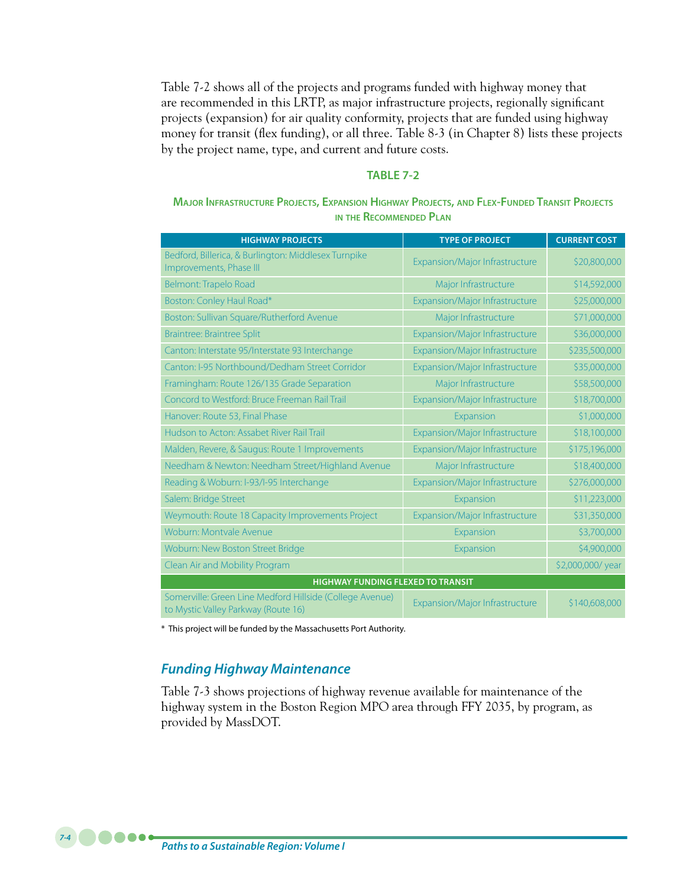Table 7-2 shows all of the projects and programs funded with highway money that are recommended in this LRTP, as major infrastructure projects, regionally significant projects (expansion) for air quality conformity, projects that are funded using highway money for transit (flex funding), or all three. Table 8-3 (in Chapter 8) lists these projects by the project name, type, and current and future costs.

**TABLE 7-2**

**Major Infrastructure Projects, Expansion Highway Projects, and Flex-Funded Transit Projects in the Recommended Plan**

| HIGHWAY PROJECTS | TYPE OF PROJECT | CURRENT COST |
|---|---|---|
| Bedford, Billerica, & Burlington: Middlesex Turnpike Improvements, Phase III | Expansion/Major Infrastructure | $20,800,000 |
| Belmont: Trapelo Road | Major Infrastructure | $14,592,000 |
| Boston: Conley Haul Road* | Expansion/Major Infrastructure | $25,000,000 |
| Boston: Sullivan Square/Rutherford Avenue | Major Infrastructure | $71,000,000 |
| Braintree: Braintree Split | Expansion/Major Infrastructure | $36,000,000 |
| Canton: Interstate 95/Interstate 93 Interchange | Expansion/Major Infrastructure | $235,500,000 |
| Canton: I-95 Northbound/Dedham Street Corridor | Expansion/Major Infrastructure | $35,000,000 |
| Framingham: Route 126/135 Grade Separation | Major Infrastructure | $58,500,000 |
| Concord to Westford: Bruce Freeman Rail Trail | Expansion/Major Infrastructure | $18,700,000 |
| Hanover: Route 53, Final Phase | Expansion | $1,000,000 |
| Hudson to Acton: Assabet River Rail Trail | Expansion/Major Infrastructure | $18,100,000 |
| Malden, Revere, & Saugus: Route 1 Improvements | Expansion/Major Infrastructure | $175,196,000 |
| Needham & Newton: Needham Street/Highland Avenue | Major Infrastructure | $18,400,000 |
| Reading & Woburn: I-93/I-95 Interchange | Expansion/Major Infrastructure | $276,000,000 |
| Salem: Bridge Street | Expansion | $11,223,000 |
| Weymouth: Route 18 Capacity Improvements Project | Expansion/Major Infrastructure | $31,350,000 |
| Woburn: Montvale Avenue | Expansion | $3,700,000 |
| Woburn: New Boston Street Bridge | Expansion | $4,900,000 |
| Clean Air and Mobility Program | | $2,000,000/ year |
| **HIGHWAY FUNDING FLEXED TO TRANSIT** | | |
| Somerville: Green Line Medford Hillside (College Avenue) to Mystic Valley Parkway (Route 16) | Expansion/Major Infrastructure | $140,608,000 |

\* This project will be funded by the Massachusetts Port Authority.

### *Funding Highway Maintenance*

Table 7-3 shows projections of highway revenue available for maintenance of the highway system in the Boston Region MPO area through FFY 2035, by program, as provided by MassDOT.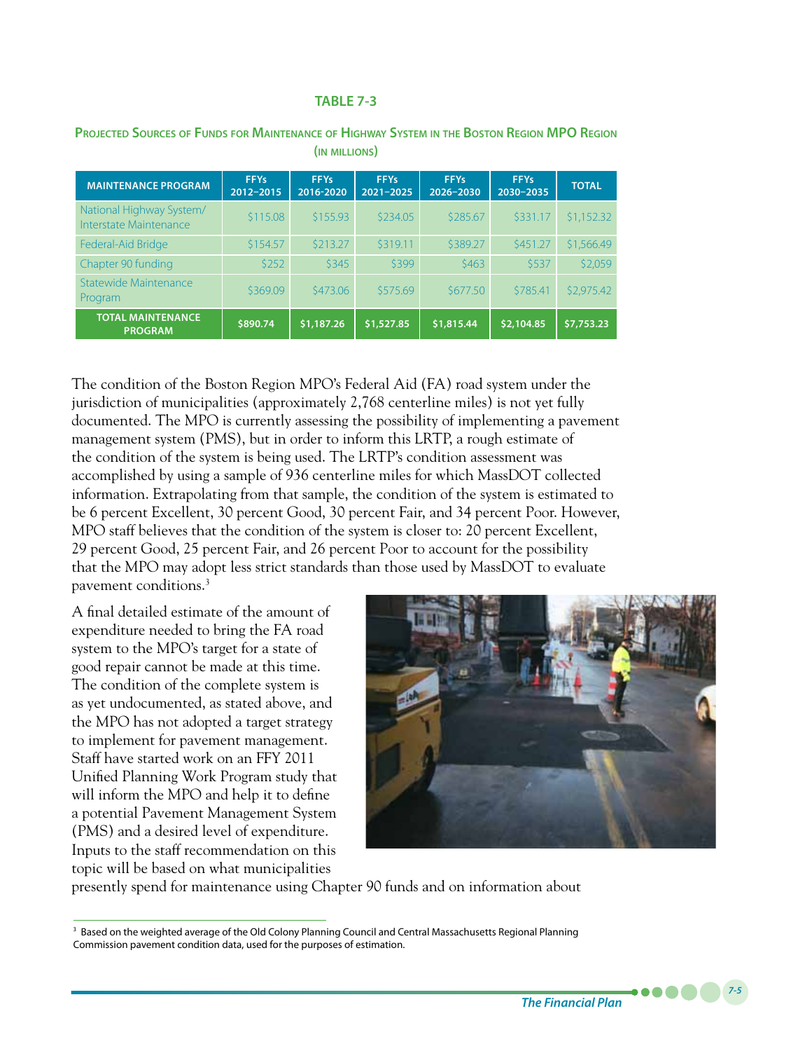**TABLE 7-3**

**Projected Sources of Funds for Maintenance of Highway System in the Boston Region MPO Region (in millions)**

| MAINTENANCE PROGRAM | FFYs 2012–2015 | FFYs 2016-2020 | FFYs 2021–2025 | FFYs 2026–2030 | FFYs 2030–2035 | TOTAL |
|---|---|---|---|---|---|---|
| National Highway System/ Interstate Maintenance | $115.08 | $155.93 | $234.05 | $285.67 | $331.17 | $1,152.32 |
| Federal-Aid Bridge | $154.57 | $213.27 | $319.11 | $389.27 | $451.27 | $1,566.49 |
| Chapter 90 funding | $252 | $345 | $399 | $463 | $537 | $2,059 |
| Statewide Maintenance Program | $369.09 | $473.06 | $575.69 | $677.50 | $785.41 | $2,975.42 |
| **TOTAL MAINTENANCE PROGRAM** | **$890.74** | **$1,187.26** | **$1,527.85** | **$1,815.44** | **$2,104.85** | **$7,753.23** |

The condition of the Boston Region MPO's Federal Aid (FA) road system under the jurisdiction of municipalities (approximately 2,768 centerline miles) is not yet fully documented. The MPO is currently assessing the possibility of implementing a pavement management system (PMS), but in order to inform this LRTP, a rough estimate of the condition of the system is being used. The LRTP's condition assessment was accomplished by using a sample of 936 centerline miles for which MassDOT collected information. Extrapolating from that sample, the condition of the system is estimated to be 6 percent Excellent, 30 percent Good, 30 percent Fair, and 34 percent Poor. However, MPO staff believes that the condition of the system is closer to: 20 percent Excellent, 29 percent Good, 25 percent Fair, and 26 percent Poor to account for the possibility that the MPO may adopt less strict standards than those used by MassDOT to evaluate pavement conditions.[3]

A final detailed estimate of the amount of expenditure needed to bring the FA road system to the MPO's target for a state of good repair cannot be made at this time. The condition of the complete system is as yet undocumented, as stated above, and the MPO has not adopted a target strategy to implement for pavement management. Staff have started work on an FFY 2011 Unified Planning Work Program study that will inform the MPO and help it to define a potential Pavement Management System (PMS) and a desired level of expenditure. Inputs to the staff recommendation on this topic will be based on what municipalities presently spend for maintenance using Chapter 90 funds and on information about

[3] Based on the weighted average of the Old Colony Planning Council and Central Massachusetts Regional Planning Commission pavement condition data, used for the purposes of estimation.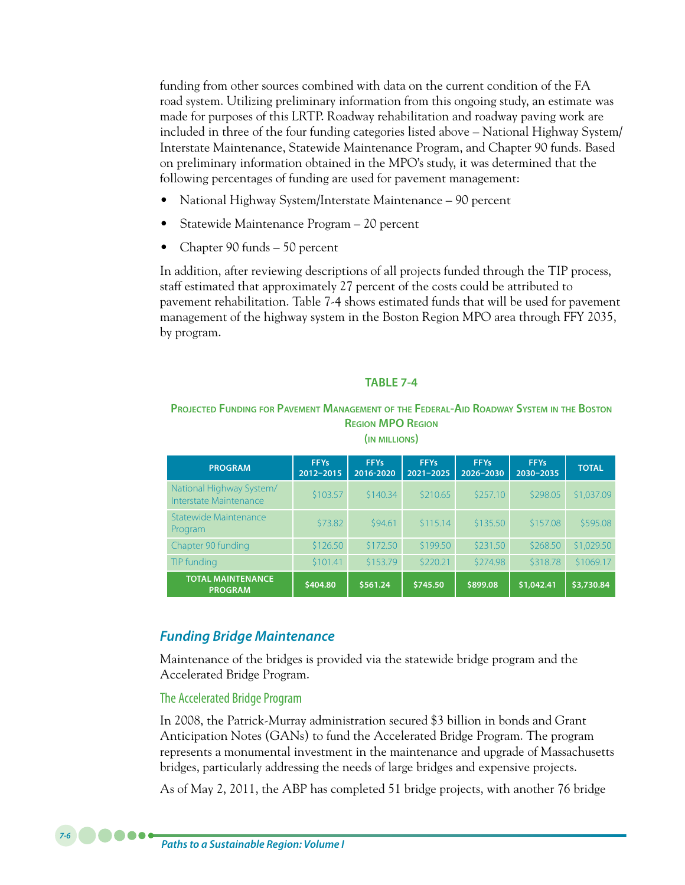funding from other sources combined with data on the current condition of the FA road system. Utilizing preliminary information from this ongoing study, an estimate was made for purposes of this LRTP. Roadway rehabilitation and roadway paving work are included in three of the four funding categories listed above – National Highway System/ Interstate Maintenance, Statewide Maintenance Program, and Chapter 90 funds. Based on preliminary information obtained in the MPO's study, it was determined that the following percentages of funding are used for pavement management:

- National Highway System/Interstate Maintenance – 90 percent
- Statewide Maintenance Program – 20 percent
- Chapter 90 funds – 50 percent

In addition, after reviewing descriptions of all projects funded through the TIP process, staff estimated that approximately 27 percent of the costs could be attributed to pavement rehabilitation. Table 7-4 shows estimated funds that will be used for pavement management of the highway system in the Boston Region MPO area through FFY 2035, by program.

**TABLE 7-4**

**Projected Funding for Pavement Management of the Federal-Aid Roadway System in the Boston Region MPO Region (in millions)**

| PROGRAM | FFYs 2012–2015 | FFYs 2016-2020 | FFYs 2021–2025 | FFYs 2026–2030 | FFYs 2030–2035 | TOTAL |
|---|---|---|---|---|---|---|
| National Highway System/ Interstate Maintenance | $103.57 | $140.34 | $210.65 | $257.10 | $298.05 | $1,037.09 |
| Statewide Maintenance Program | $73.82 | $94.61 | $115.14 | $135.50 | $157.08 | $595.08 |
| Chapter 90 funding | $126.50 | $172.50 | $199.50 | $231.50 | $268.50 | $1,029.50 |
| TIP funding | $101.41 | $153.79 | $220.21 | $274.98 | $318.78 | $1069.17 |
| **TOTAL MAINTENANCE PROGRAM** | **$404.80** | **$561.24** | **$745.50** | **$899.08** | **$1,042.41** | **$3,730.84** |

## *Funding Bridge Maintenance*

Maintenance of the bridges is provided via the statewide bridge program and the Accelerated Bridge Program.

### The Accelerated Bridge Program

In 2008, the Patrick-Murray administration secured $3 billion in bonds and Grant Anticipation Notes (GANs) to fund the Accelerated Bridge Program. The program represents a monumental investment in the maintenance and upgrade of Massachusetts bridges, particularly addressing the needs of large bridges and expensive projects.

As of May 2, 2011, the ABP has completed 51 bridge projects, with another 76 bridge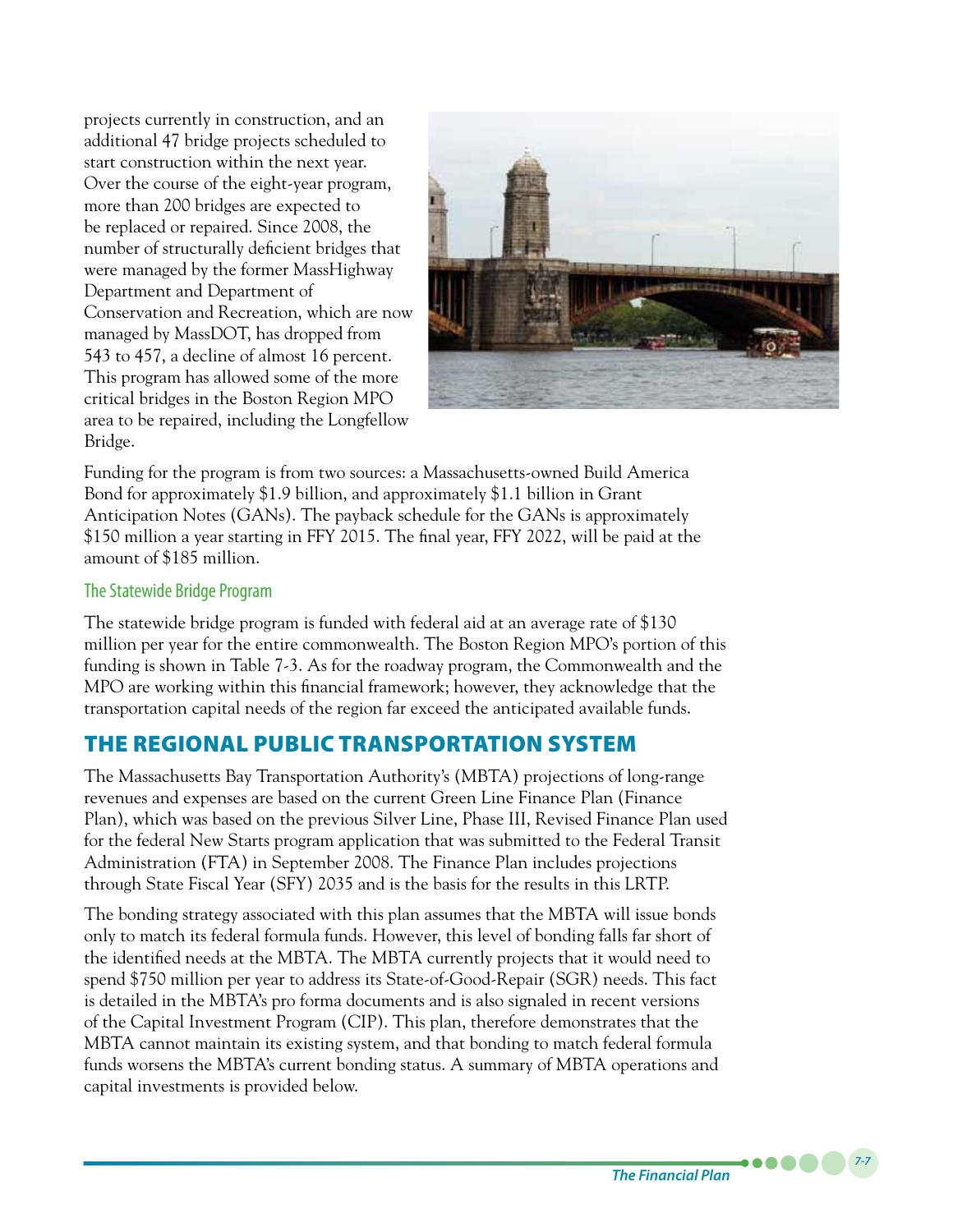projects currently in construction, and an additional 47 bridge projects scheduled to start construction within the next year. Over the course of the eight-year program, more than 200 bridges are expected to be replaced or repaired. Since 2008, the number of structurally deficient bridges that were managed by the former MassHighway Department and Department of Conservation and Recreation, which are now managed by MassDOT, has dropped from 543 to 457, a decline of almost 16 percent. This program has allowed some of the more critical bridges in the Boston Region MPO area to be repaired, including the Longfellow Bridge.

Funding for the program is from two sources: a Massachusetts-owned Build America Bond for approximately $1.9 billion, and approximately $1.1 billion in Grant Anticipation Notes (GANs). The payback schedule for the GANs is approximately $150 million a year starting in FFY 2015. The final year, FFY 2022, will be paid at the amount of $185 million.

### The Statewide Bridge Program

The statewide bridge program is funded with federal aid at an average rate of $130 million per year for the entire commonwealth. The Boston Region MPO's portion of this funding is shown in Table 7-3. As for the roadway program, the Commonwealth and the MPO are working within this financial framework; however, they acknowledge that the transportation capital needs of the region far exceed the anticipated available funds.

## THE REGIONAL PUBLIC TRANSPORTATION SYSTEM

The Massachusetts Bay Transportation Authority's (MBTA) projections of long-range revenues and expenses are based on the current Green Line Finance Plan (Finance Plan), which was based on the previous Silver Line, Phase III, Revised Finance Plan used for the federal New Starts program application that was submitted to the Federal Transit Administration (FTA) in September 2008. The Finance Plan includes projections through State Fiscal Year (SFY) 2035 and is the basis for the results in this LRTP.

The bonding strategy associated with this plan assumes that the MBTA will issue bonds only to match its federal formula funds. However, this level of bonding falls far short of the identified needs at the MBTA. The MBTA currently projects that it would need to spend $750 million per year to address its State-of-Good-Repair (SGR) needs. This fact is detailed in the MBTA's pro forma documents and is also signaled in recent versions of the Capital Investment Program (CIP). This plan, therefore demonstrates that the MBTA cannot maintain its existing system, and that bonding to match federal formula funds worsens the MBTA's current bonding status. A summary of MBTA operations and capital investments is provided below.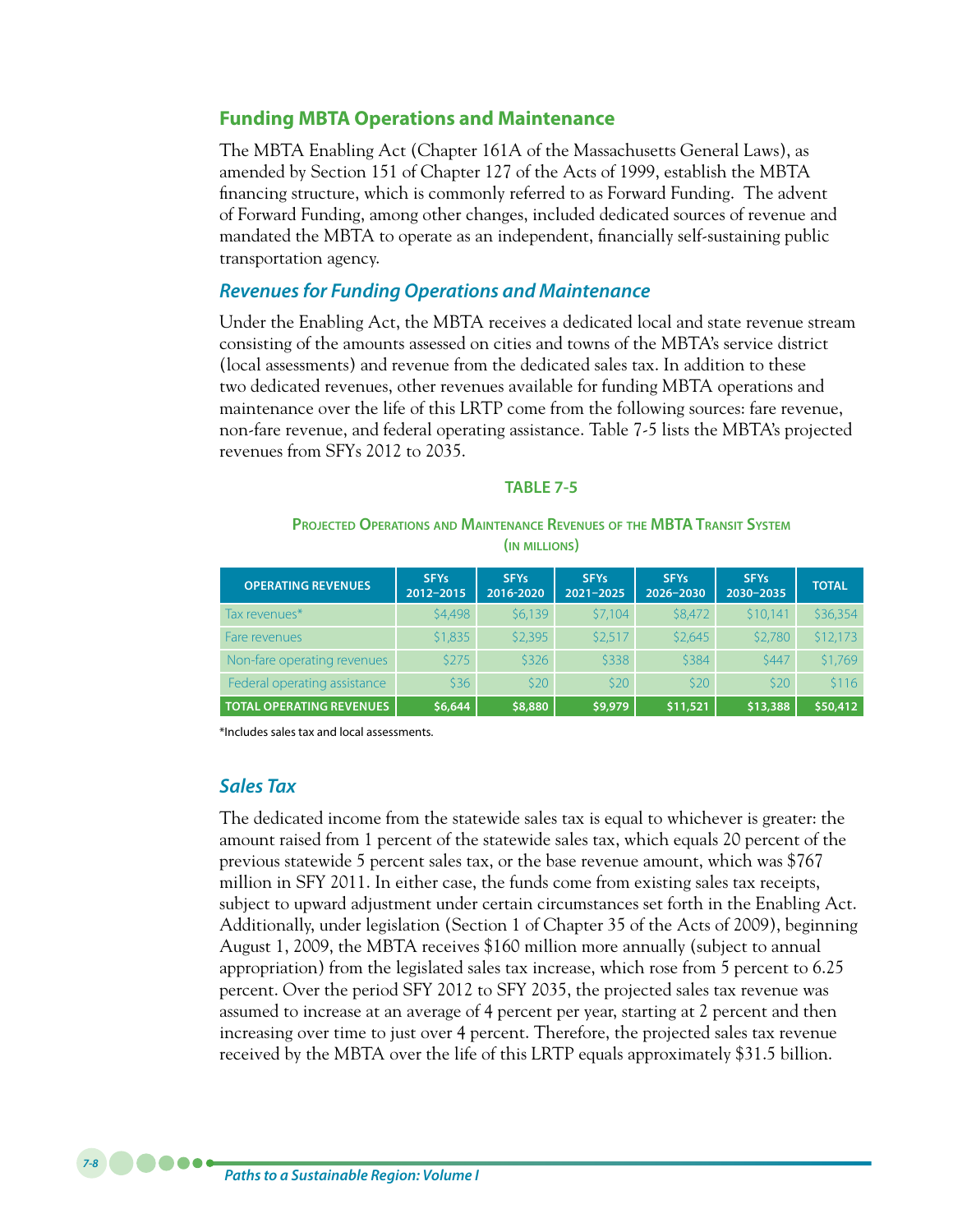## Funding MBTA Operations and Maintenance

The MBTA Enabling Act (Chapter 161A of the Massachusetts General Laws), as amended by Section 151 of Chapter 127 of the Acts of 1999, establish the MBTA financing structure, which is commonly referred to as Forward Funding. The advent of Forward Funding, among other changes, included dedicated sources of revenue and mandated the MBTA to operate as an independent, financially self-sustaining public transportation agency.

### *Revenues for Funding Operations and Maintenance*

Under the Enabling Act, the MBTA receives a dedicated local and state revenue stream consisting of the amounts assessed on cities and towns of the MBTA's service district (local assessments) and revenue from the dedicated sales tax. In addition to these two dedicated revenues, other revenues available for funding MBTA operations and maintenance over the life of this LRTP come from the following sources: fare revenue, non-fare revenue, and federal operating assistance. Table 7-5 lists the MBTA's projected revenues from SFYs 2012 to 2035.

**TABLE 7-5**

**Projected Operations and Maintenance Revenues of the MBTA Transit System (in millions)**

| OPERATING REVENUES | SFYs 2012–2015 | SFYs 2016-2020 | SFYs 2021–2025 | SFYs 2026–2030 | SFYs 2030–2035 | TOTAL |
|---|---|---|---|---|---|---|
| Tax revenues* | $4,498 | $6,139 | $7,104 | $8,472 | $10,141 | $36,354 |
| Fare revenues | $1,835 | $2,395 | $2,517 | $2,645 | $2,780 | $12,173 |
| Non-fare operating revenues | $275 | $326 | $338 | $384 | $447 | $1,769 |
| Federal operating assistance | $36 | $20 | $20 | $20 | $20 | $116 |
| **TOTAL OPERATING REVENUES** | **$6,644** | **$8,880** | **$9,979** | **$11,521** | **$13,388** | **$50,412** |

*Includes sales tax and local assessments.

### *Sales Tax*

The dedicated income from the statewide sales tax is equal to whichever is greater: the amount raised from 1 percent of the statewide sales tax, which equals 20 percent of the previous statewide 5 percent sales tax, or the base revenue amount, which was $767 million in SFY 2011. In either case, the funds come from existing sales tax receipts, subject to upward adjustment under certain circumstances set forth in the Enabling Act. Additionally, under legislation (Section 1 of Chapter 35 of the Acts of 2009), beginning August 1, 2009, the MBTA receives $160 million more annually (subject to annual appropriation) from the legislated sales tax increase, which rose from 5 percent to 6.25 percent. Over the period SFY 2012 to SFY 2035, the projected sales tax revenue was assumed to increase at an average of 4 percent per year, starting at 2 percent and then increasing over time to just over 4 percent. Therefore, the projected sales tax revenue received by the MBTA over the life of this LRTP equals approximately $31.5 billion.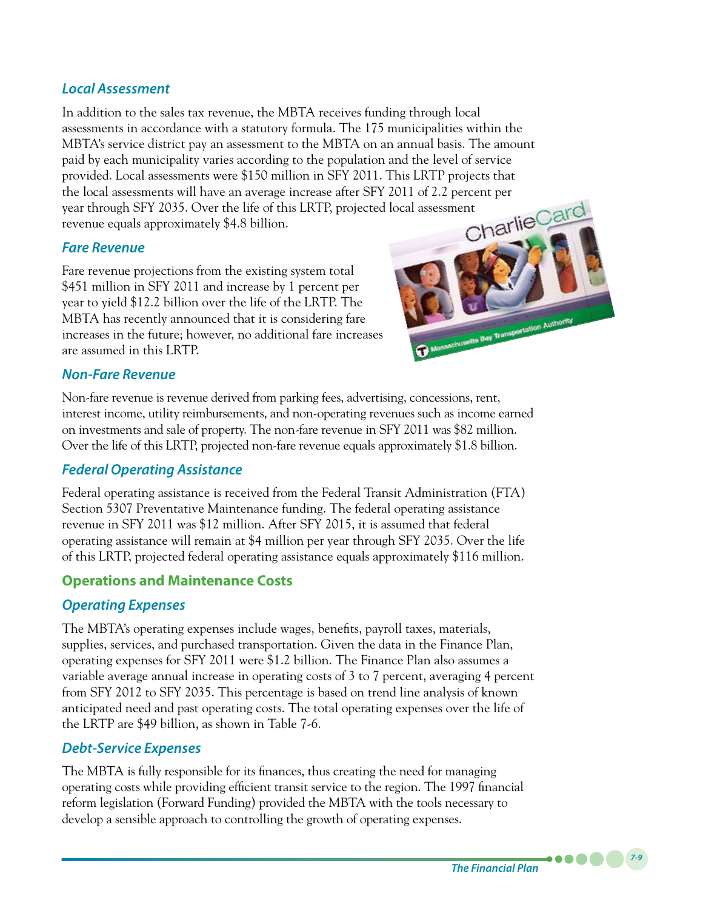### Local Assessment

In addition to the sales tax revenue, the MBTA receives funding through local assessments in accordance with a statutory formula. The 175 municipalities within the MBTA's service district pay an assessment to the MBTA on an annual basis. The amount paid by each municipality varies according to the population and the level of service provided. Local assessments were $150 million in SFY 2011. This LRTP projects that the local assessments will have an average increase after SFY 2011 of 2.2 percent per year through SFY 2035. Over the life of this LRTP, projected local assessment revenue equals approximately $4.8 billion.

### Fare Revenue

Fare revenue projections from the existing system total $451 million in SFY 2011 and increase by 1 percent per year to yield $12.2 billion over the life of the LRTP. The MBTA has recently announced that it is considering fare increases in the future; however, no additional fare increases are assumed in this LRTP.

### Non-Fare Revenue

Non-fare revenue is revenue derived from parking fees, advertising, concessions, rent, interest income, utility reimbursements, and non-operating revenues such as income earned on investments and sale of property. The non-fare revenue in SFY 2011 was $82 million. Over the life of this LRTP, projected non-fare revenue equals approximately $1.8 billion.

### Federal Operating Assistance

Federal operating assistance is received from the Federal Transit Administration (FTA) Section 5307 Preventative Maintenance funding. The federal operating assistance revenue in SFY 2011 was $12 million. After SFY 2015, it is assumed that federal operating assistance will remain at $4 million per year through SFY 2035. Over the life of this LRTP, projected federal operating assistance equals approximately $116 million.

## Operations and Maintenance Costs

### Operating Expenses

The MBTA's operating expenses include wages, benefits, payroll taxes, materials, supplies, services, and purchased transportation. Given the data in the Finance Plan, operating expenses for SFY 2011 were $1.2 billion. The Finance Plan also assumes a variable average annual increase in operating costs of 3 to 7 percent, averaging 4 percent from SFY 2012 to SFY 2035. This percentage is based on trend line analysis of known anticipated need and past operating costs. The total operating expenses over the life of the LRTP are $49 billion, as shown in Table 7-6.

### Debt-Service Expenses

The MBTA is fully responsible for its finances, thus creating the need for managing operating costs while providing efficient transit service to the region. The 1997 financial reform legislation (Forward Funding) provided the MBTA with the tools necessary to develop a sensible approach to controlling the growth of operating expenses.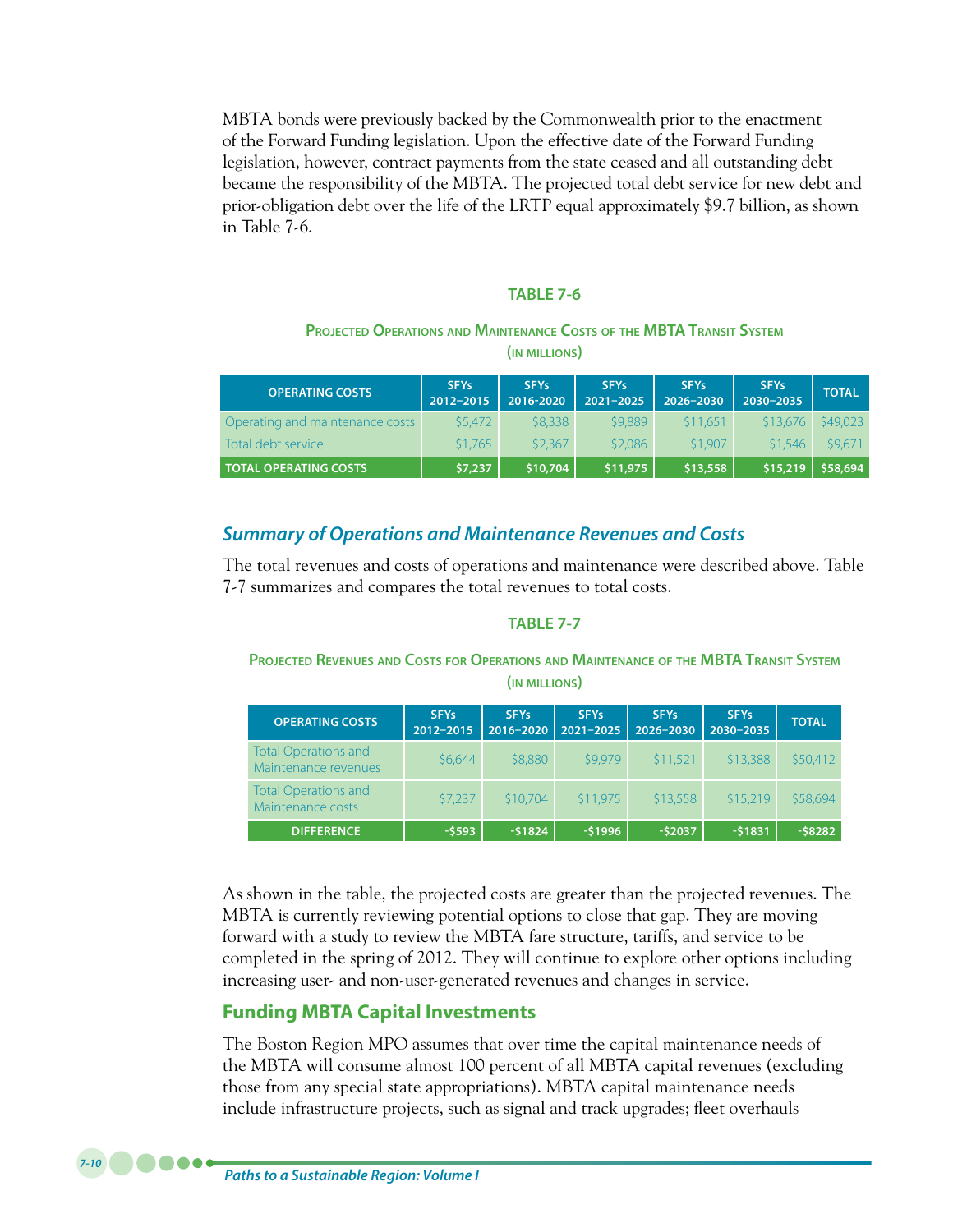MBTA bonds were previously backed by the Commonwealth prior to the enactment of the Forward Funding legislation. Upon the effective date of the Forward Funding legislation, however, contract payments from the state ceased and all outstanding debt became the responsibility of the MBTA. The projected total debt service for new debt and prior-obligation debt over the life of the LRTP equal approximately $9.7 billion, as shown in Table 7-6.

**TABLE 7-6**

**Projected Operations and Maintenance Costs of the MBTA Transit System (in millions)**

| OPERATING COSTS | SFYs 2012–2015 | SFYs 2016-2020 | SFYs 2021–2025 | SFYs 2026–2030 | SFYs 2030–2035 | TOTAL |
|---|---|---|---|---|---|---|
| Operating and maintenance costs | $5,472 | $8,338 | $9,889 | $11,651 | $13,676 | $49,023 |
| Total debt service | $1,765 | $2,367 | $2,086 | $1,907 | $1,546 | $9,671 |
| **TOTAL OPERATING COSTS** | **$7,237** | **$10,704** | **$11,975** | **$13,558** | **$15,219** | **$58,694** |

## *Summary of Operations and Maintenance Revenues and Costs*

The total revenues and costs of operations and maintenance were described above. Table 7-7 summarizes and compares the total revenues to total costs.

**TABLE 7-7**

**Projected Revenues and Costs for Operations and Maintenance of the MBTA Transit System (in millions)**

| OPERATING COSTS | SFYs 2012–2015 | SFYs 2016–2020 | SFYs 2021–2025 | SFYs 2026–2030 | SFYs 2030–2035 | TOTAL |
|---|---|---|---|---|---|---|
| Total Operations and Maintenance revenues | $6,644 | $8,880 | $9,979 | $11,521 | $13,388 | $50,412 |
| Total Operations and Maintenance costs | $7,237 | $10,704 | $11,975 | $13,558 | $15,219 | $58,694 |
| **DIFFERENCE** | **-$593** | **-$1824** | **-$1996** | **-$2037** | **-$1831** | **-$8282** |

As shown in the table, the projected costs are greater than the projected revenues. The MBTA is currently reviewing potential options to close that gap. They are moving forward with a study to review the MBTA fare structure, tariffs, and service to be completed in the spring of 2012. They will continue to explore other options including increasing user- and non-user-generated revenues and changes in service.

## Funding MBTA Capital Investments

The Boston Region MPO assumes that over time the capital maintenance needs of the MBTA will consume almost 100 percent of all MBTA capital revenues (excluding those from any special state appropriations). MBTA capital maintenance needs include infrastructure projects, such as signal and track upgrades; fleet overhauls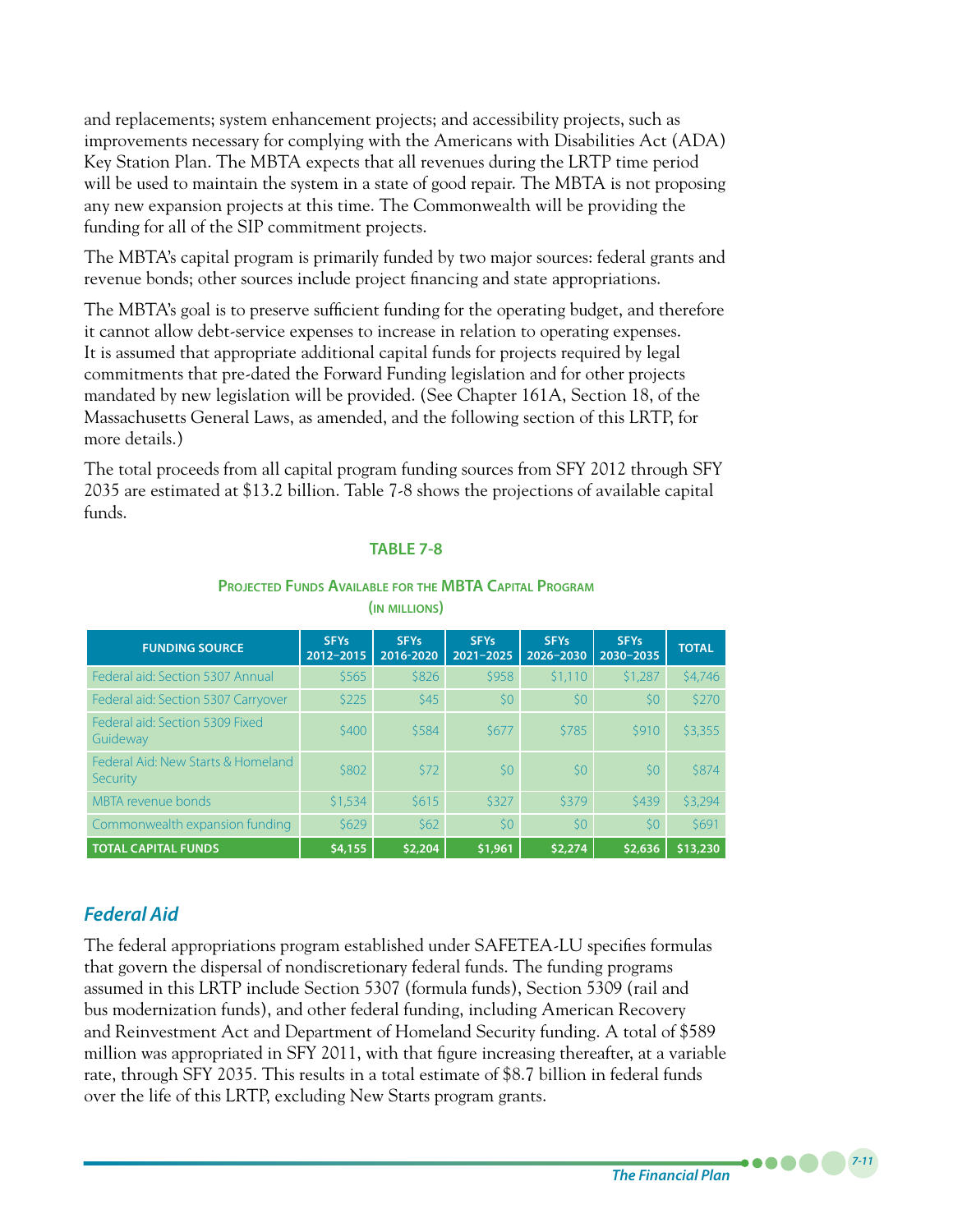and replacements; system enhancement projects; and accessibility projects, such as improvements necessary for complying with the Americans with Disabilities Act (ADA) Key Station Plan. The MBTA expects that all revenues during the LRTP time period will be used to maintain the system in a state of good repair. The MBTA is not proposing any new expansion projects at this time. The Commonwealth will be providing the funding for all of the SIP commitment projects.

The MBTA's capital program is primarily funded by two major sources: federal grants and revenue bonds; other sources include project financing and state appropriations.

The MBTA's goal is to preserve sufficient funding for the operating budget, and therefore it cannot allow debt-service expenses to increase in relation to operating expenses. It is assumed that appropriate additional capital funds for projects required by legal commitments that pre-dated the Forward Funding legislation and for other projects mandated by new legislation will be provided. (See Chapter 161A, Section 18, of the Massachusetts General Laws, as amended, and the following section of this LRTP, for more details.)

The total proceeds from all capital program funding sources from SFY 2012 through SFY 2035 are estimated at $13.2 billion. Table 7-8 shows the projections of available capital funds.

**TABLE 7-8**

**Projected Funds Available for the MBTA Capital Program (in millions)**

| FUNDING SOURCE | SFYs 2012–2015 | SFYs 2016-2020 | SFYs 2021–2025 | SFYs 2026–2030 | SFYs 2030–2035 | TOTAL |
|---|---|---|---|---|---|---|
| Federal aid: Section 5307 Annual | $565 | $826 | $958 | $1,110 | $1,287 | $4,746 |
| Federal aid: Section 5307 Carryover | $225 | $45 | $0 | $0 | $0 | $270 |
| Federal aid: Section 5309 Fixed Guideway | $400 | $584 | $677 | $785 | $910 | $3,355 |
| Federal Aid: New Starts & Homeland Security | $802 | $72 | $0 | $0 | $0 | $874 |
| MBTA revenue bonds | $1,534 | $615 | $327 | $379 | $439 | $3,294 |
| Commonwealth expansion funding | $629 | $62 | $0 | $0 | $0 | $691 |
| **TOTAL CAPITAL FUNDS** | **$4,155** | **$2,204** | **$1,961** | **$2,274** | **$2,636** | **$13,230** |

## *Federal Aid*

The federal appropriations program established under SAFETEA-LU specifies formulas that govern the dispersal of nondiscretionary federal funds. The funding programs assumed in this LRTP include Section 5307 (formula funds), Section 5309 (rail and bus modernization funds), and other federal funding, including American Recovery and Reinvestment Act and Department of Homeland Security funding. A total of $589 million was appropriated in SFY 2011, with that figure increasing thereafter, at a variable rate, through SFY 2035. This results in a total estimate of $8.7 billion in federal funds over the life of this LRTP, excluding New Starts program grants.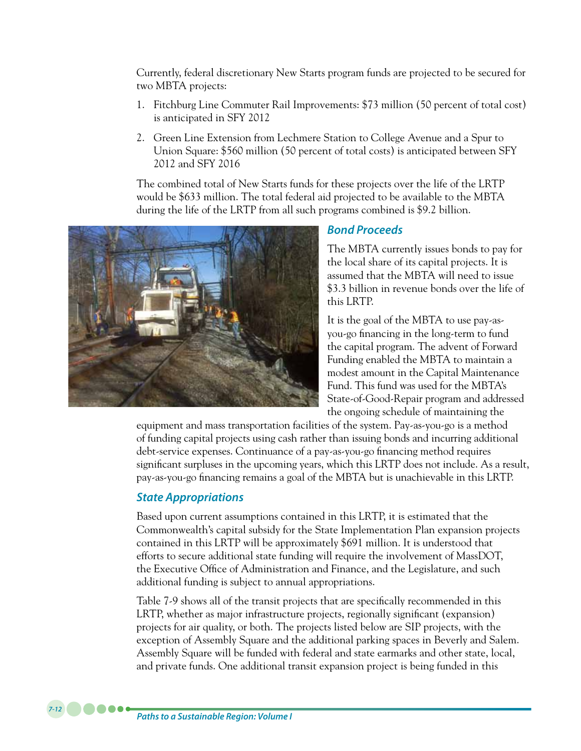Currently, federal discretionary New Starts program funds are projected to be secured for two MBTA projects:

1. Fitchburg Line Commuter Rail Improvements: $73 million (50 percent of total cost) is anticipated in SFY 2012
2. Green Line Extension from Lechmere Station to College Avenue and a Spur to Union Square: $560 million (50 percent of total costs) is anticipated between SFY 2012 and SFY 2016

The combined total of New Starts funds for these projects over the life of the LRTP would be $633 million. The total federal aid projected to be available to the MBTA during the life of the LRTP from all such programs combined is $9.2 billion.

### *Bond Proceeds*

The MBTA currently issues bonds to pay for the local share of its capital projects. It is assumed that the MBTA will need to issue $3.3 billion in revenue bonds over the life of this LRTP.

It is the goal of the MBTA to use pay-as-you-go financing in the long-term to fund the capital program. The advent of Forward Funding enabled the MBTA to maintain a modest amount in the Capital Maintenance Fund. This fund was used for the MBTA's State-of-Good-Repair program and addressed the ongoing schedule of maintaining the equipment and mass transportation facilities of the system. Pay-as-you-go is a method of funding capital projects using cash rather than issuing bonds and incurring additional debt-service expenses. Continuance of a pay-as-you-go financing method requires significant surpluses in the upcoming years, which this LRTP does not include. As a result, pay-as-you-go financing remains a goal of the MBTA but is unachievable in this LRTP.

### *State Appropriations*

Based upon current assumptions contained in this LRTP, it is estimated that the Commonwealth's capital subsidy for the State Implementation Plan expansion projects contained in this LRTP will be approximately $691 million. It is understood that efforts to secure additional state funding will require the involvement of MassDOT, the Executive Office of Administration and Finance, and the Legislature, and such additional funding is subject to annual appropriations.

Table 7-9 shows all of the transit projects that are specifically recommended in this LRTP, whether as major infrastructure projects, regionally significant (expansion) projects for air quality, or both. The projects listed below are SIP projects, with the exception of Assembly Square and the additional parking spaces in Beverly and Salem. Assembly Square will be funded with federal and state earmarks and other state, local, and private funds. One additional transit expansion project is being funded in this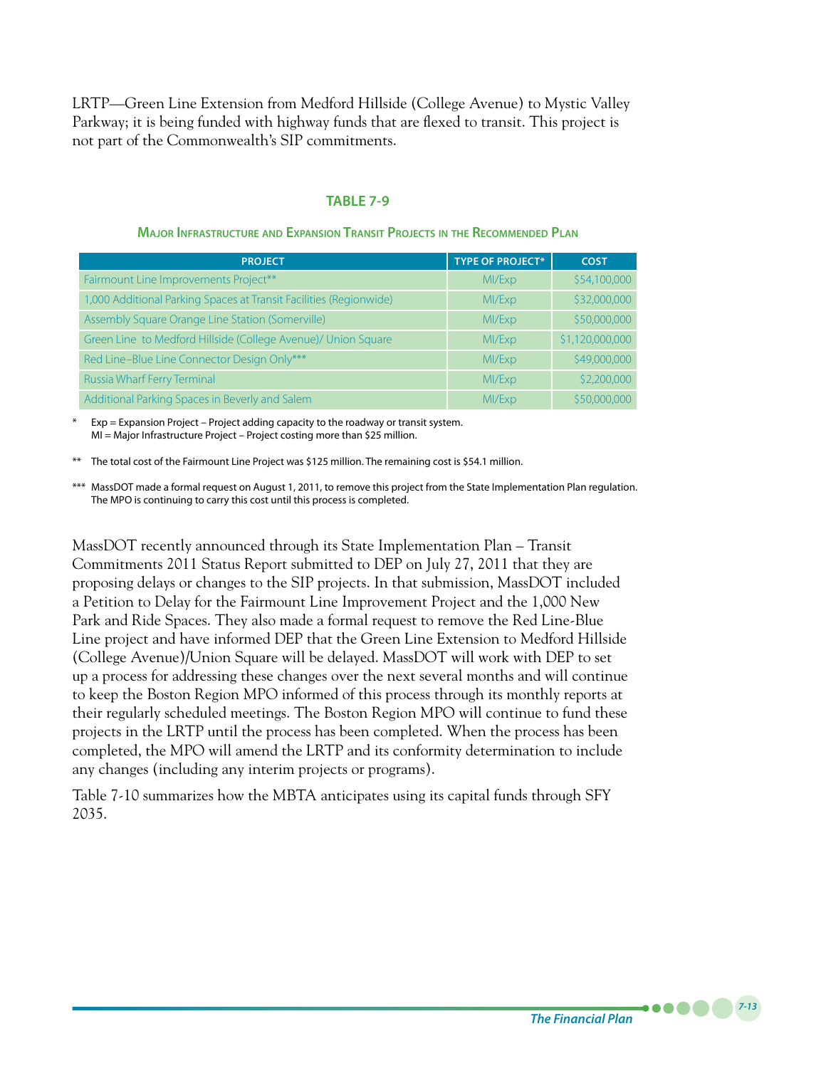LRTP—Green Line Extension from Medford Hillside (College Avenue) to Mystic Valley Parkway; it is being funded with highway funds that are flexed to transit. This project is not part of the Commonwealth's SIP commitments.

### TABLE 7-9

#### Major Infrastructure and Expansion Transit Projects in the Recommended Plan

| PROJECT | TYPE OF PROJECT* | COST |
|---|---|---|
| Fairmount Line Improvements Project** | MI/Exp | $54,100,000 |
| 1,000 Additional Parking Spaces at Transit Facilities (Regionwide) | MI/Exp | $32,000,000 |
| Assembly Square Orange Line Station (Somerville) | MI/Exp | $50,000,000 |
| Green Line to Medford Hillside (College Avenue)/ Union Square | MI/Exp | $1,120,000,000 |
| Red Line–Blue Line Connector Design Only*** | MI/Exp | $49,000,000 |
| Russia Wharf Ferry Terminal | MI/Exp | $2,200,000 |
| Additional Parking Spaces in Beverly and Salem | MI/Exp | $50,000,000 |

\* Exp = Expansion Project – Project adding capacity to the roadway or transit system.
MI = Major Infrastructure Project – Project costing more than $25 million.

** The total cost of the Fairmount Line Project was $125 million. The remaining cost is $54.1 million.

*** MassDOT made a formal request on August 1, 2011, to remove this project from the State Implementation Plan regulation. The MPO is continuing to carry this cost until this process is completed.

MassDOT recently announced through its State Implementation Plan – Transit Commitments 2011 Status Report submitted to DEP on July 27, 2011 that they are proposing delays or changes to the SIP projects. In that submission, MassDOT included a Petition to Delay for the Fairmount Line Improvement Project and the 1,000 New Park and Ride Spaces. They also made a formal request to remove the Red Line-Blue Line project and have informed DEP that the Green Line Extension to Medford Hillside (College Avenue)/Union Square will be delayed. MassDOT will work with DEP to set up a process for addressing these changes over the next several months and will continue to keep the Boston Region MPO informed of this process through its monthly reports at their regularly scheduled meetings. The Boston Region MPO will continue to fund these projects in the LRTP until the process has been completed. When the process has been completed, the MPO will amend the LRTP and its conformity determination to include any changes (including any interim projects or programs).

Table 7-10 summarizes how the MBTA anticipates using its capital funds through SFY 2035.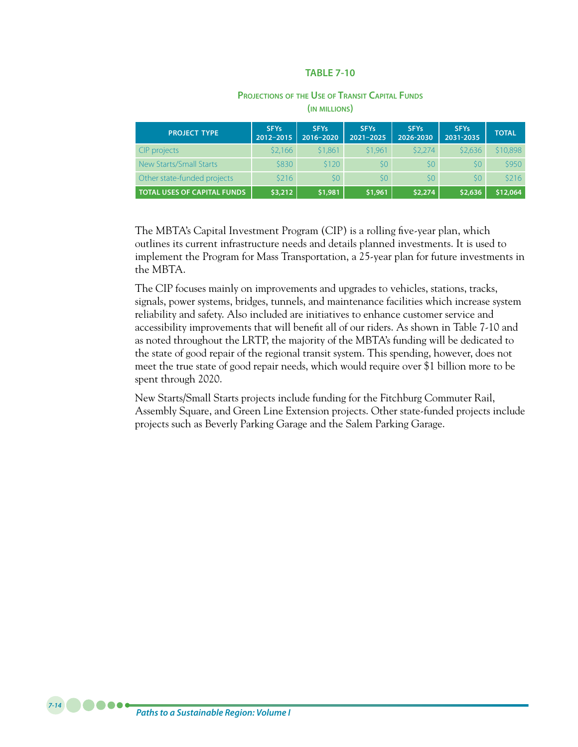## TABLE 7-10

### Projections of the Use of Transit Capital Funds (in millions)

| PROJECT TYPE | SFYs 2012–2015 | SFYs 2016–2020 | SFYs 2021–2025 | SFYs 2026-2030 | SFYs 2031-2035 | TOTAL |
|---|---|---|---|---|---|---|
| CIP projects | $2,166 | $1,861 | $1,961 | $2,274 | $2,636 | $10,898 |
| New Starts/Small Starts | $830 | $120 | $0 | $0 | $0 | $950 |
| Other state-funded projects | $216 | $0 | $0 | $0 | $0 | $216 |
| **TOTAL USES OF CAPITAL FUNDS** | **$3,212** | **$1,981** | **$1,961** | **$2,274** | **$2,636** | **$12,064** |

The MBTA's Capital Investment Program (CIP) is a rolling five-year plan, which outlines its current infrastructure needs and details planned investments. It is used to implement the Program for Mass Transportation, a 25-year plan for future investments in the MBTA.

The CIP focuses mainly on improvements and upgrades to vehicles, stations, tracks, signals, power systems, bridges, tunnels, and maintenance facilities which increase system reliability and safety. Also included are initiatives to enhance customer service and accessibility improvements that will benefit all of our riders. As shown in Table 7-10 and as noted throughout the LRTP, the majority of the MBTA's funding will be dedicated to the state of good repair of the regional transit system. This spending, however, does not meet the true state of good repair needs, which would require over $1 billion more to be spent through 2020.

New Starts/Small Starts projects include funding for the Fitchburg Commuter Rail, Assembly Square, and Green Line Extension projects. Other state-funded projects include projects such as Beverly Parking Garage and the Salem Parking Garage.